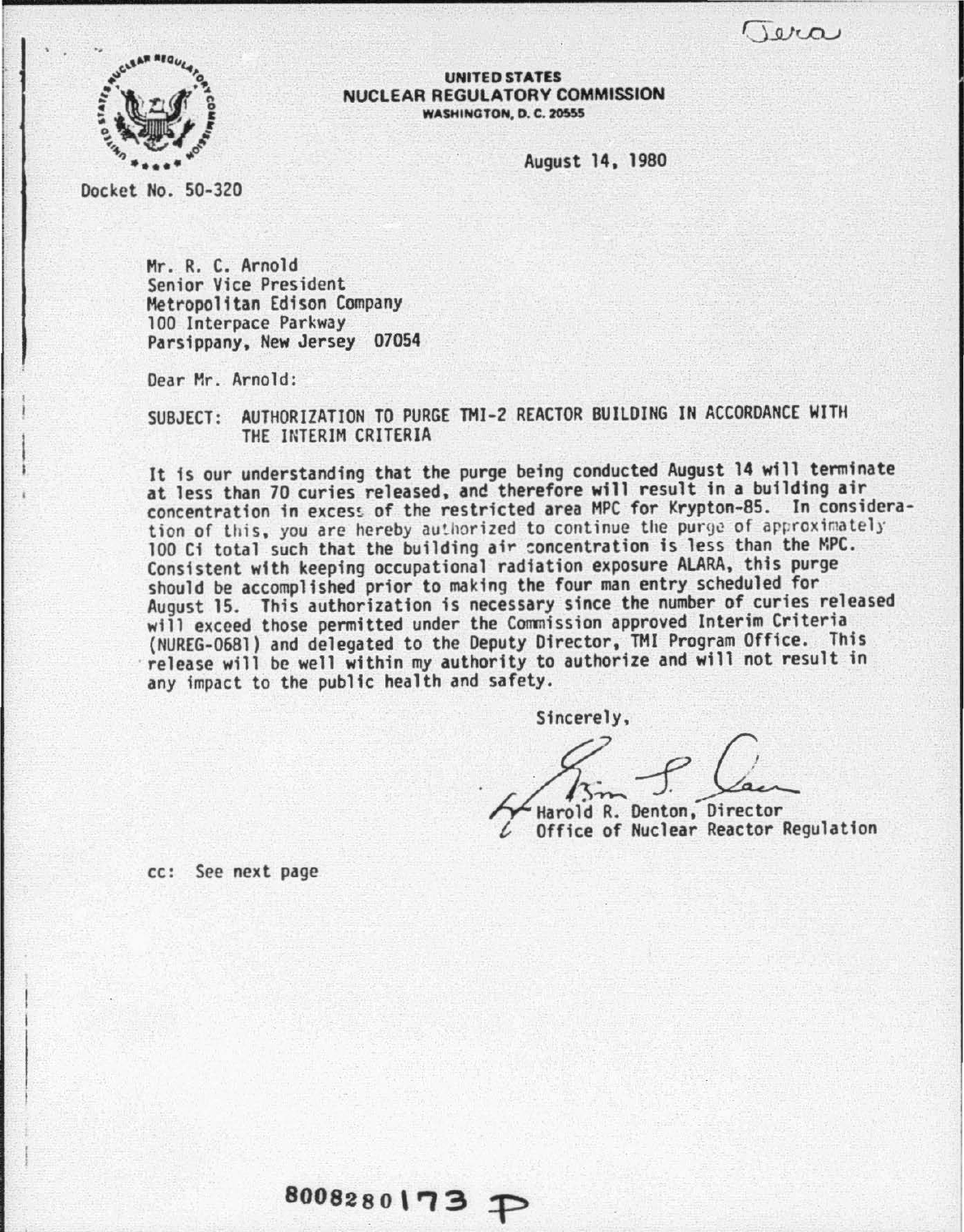Jera

**UNITED STATES**
**NUCLEAR REGULATORY COMMISSION**
**WASHINGTON, D. C. 20555**

August 14, 1980

Docket No. 50-320

Mr. R. C. Arnold
Senior Vice President
Metropolitan Edison Company
100 Interpace Parkway
Parsippany, New Jersey 07054

Dear Mr. Arnold:

SUBJECT: AUTHORIZATION TO PURGE TMI-2 REACTOR BUILDING IN ACCORDANCE WITH THE INTERIM CRITERIA

It is our understanding that the purge being conducted August 14 will terminate at less than 70 curies released, and therefore will result in a building air concentration in excess of the restricted area MPC for Krypton-85. In consideration of this, you are hereby authorized to continue the purge of approximately 100 Ci total such that the building air concentration is less than the MPC. Consistent with keeping occupational radiation exposure ALARA, this purge should be accomplished prior to making the four man entry scheduled for August 15. This authorization is necessary since the number of curies released will exceed those permitted under the Commission approved Interim Criteria (NUREG-0681) and delegated to the Deputy Director, TMI Program Office. This release will be well within my authority to authorize and will not result in any impact to the public health and safety.

Sincerely,

Harold R. Denton, Director
Office of Nuclear Reactor Regulation

cc: See next page

8008280173 P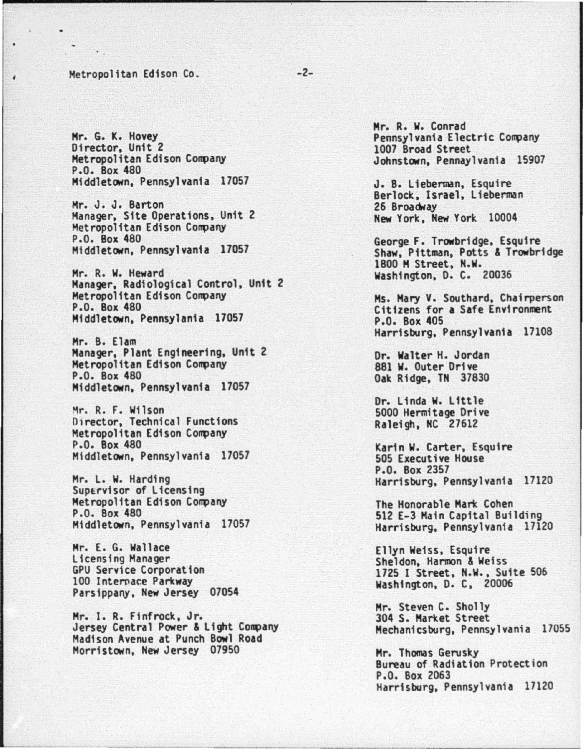Mr. G. K. Hovey
Director, Unit 2
Metropolitan Edison Company
P.O. Box 480
Middletown, Pennsylvania 17057

Mr. J. J. Barton
Manager, Site Operations, Unit 2
Metropolitan Edison Company
P.O. Box 480
Middletown, Pennsylvania 17057

Mr. R. W. Heward
Manager, Radiological Control, Unit 2
Metropolitan Edison Company
P.O. Box 480
Middletown, Pennsylania 17057

Mr. B. Elam
Manager, Plant Engineering, Unit 2
Metropolitan Edison Company
P.O. Box 480
Middletown, Pennsylvania 17057

Mr. R. F. Wilson
Director, Technical Functions
Metropolitan Edison Company
P.O. Box 480
Middletown, Pennsylvania 17057

Mr. L. W. Harding
Supervisor of Licensing
Metropolitan Edison Company
P.O. Box 480
Middletown, Pennsylvania 17057

Mr. E. G. Wallace
Licensing Manager
GPU Service Corporation
100 Interpace Parkway
Parsippany, New Jersey 07054

Mr. I. R. Finfrock, Jr.
Jersey Central Power & Light Company
Madison Avenue at Punch Bowl Road
Morristown, New Jersey 07950

Mr. R. W. Conrad
Pennsylvania Electric Company
1007 Broad Street
Johnstown, Pennaylvania 15907

J. B. Lieberman, Esquire
Berlock, Israel, Lieberman
26 Broadway
New York, New York 10004

George F. Trowbridge, Esquire
Shaw, Pittman, Potts & Trowbridge
1800 M Street, N.W.
Washington, D. C. 20036

Ms. Mary V. Southard, Chairperson
Citizens for a Safe Environment
P.O. Box 405
Harrisburg, Pennsylvania 17108

Dr. Walter H. Jordan
881 W. Outer Drive
Oak Ridge, TN 37830

Dr. Linda W. Little
5000 Hermitage Drive
Raleigh, NC 27612

Karin W. Carter, Esquire
505 Executive House
P.O. Box 2357
Harrisburg, Pennsylvania 17120

The Honorable Mark Cohen
512 E-3 Main Capital Building
Harrisburg, Pennsylvania 17120

Ellyn Weiss, Esquire
Sheldon, Harmon & Weiss
1725 I Street, N.W., Suite 506
Washington, D. C, 20006

Mr. Steven C. Sholly
304 S. Market Street
Mechanicsburg, Pennsylvania 17055

Mr. Thomas Gerusky
Bureau of Radiation Protection
P.O. Box 2063
Harrisburg, Pennsylvania 17120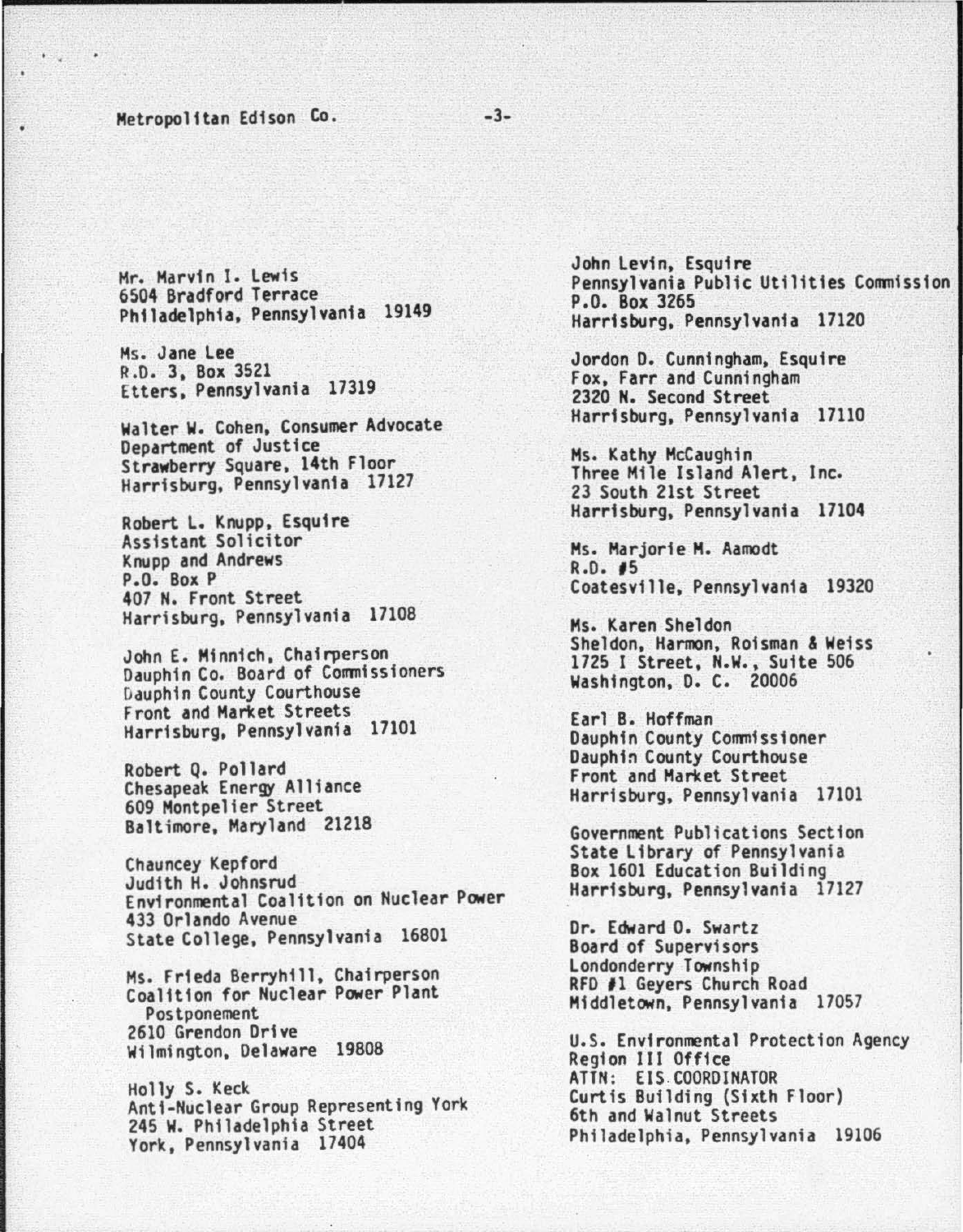Mr. Marvin I. Lewis
6504 Bradford Terrace
Philadelphia, Pennsylvania 19149

Ms. Jane Lee
R.D. 3, Box 3521
Etters, Pennsylvania 17319

Walter W. Cohen, Consumer Advocate
Department of Justice
Strawberry Square, 14th Floor
Harrisburg, Pennsylvania 17127

Robert L. Knupp, Esquire
Assistant Solicitor
Knupp and Andrews
P.O. Box P
407 N. Front Street
Harrisburg, Pennsylvania 17108

John E. Minnich, Chairperson
Dauphin Co. Board of Commissioners
Dauphin County Courthouse
Front and Market Streets
Harrisburg, Pennsylvania 17101

Robert Q. Pollard
Chesapeak Energy Alliance
609 Montpelier Street
Baltimore, Maryland 21218

Chauncey Kepford
Judith H. Johnsrud
Environmental Coalition on Nuclear Power
433 Orlando Avenue
State College, Pennsylvania 16801

Ms. Frieda Berryhill, Chairperson
Coalition for Nuclear Power Plant Postponement
2610 Grendon Drive
Wilmington, Delaware 19808

Holly S. Keck
Anti-Nuclear Group Representing York
245 W. Philadelphia Street
York, Pennsylvania 17404

John Levin, Esquire
Pennsylvania Public Utilities Commission
P.O. Box 3265
Harrisburg, Pennsylvania 17120

Jordon D. Cunningham, Esquire
Fox, Farr and Cunningham
2320 N. Second Street
Harrisburg, Pennsylvania 17110

Ms. Kathy McCaughin
Three Mile Island Alert, Inc.
23 South 21st Street
Harrisburg, Pennsylvania 17104

Ms. Marjorie M. Aamodt
R.D. #5
Coatesville, Pennsylvania 19320

Ms. Karen Sheldon
Sheldon, Harmon, Roisman & Weiss
1725 I Street, N.W., Suite 506
Washington, D. C. 20006

Earl B. Hoffman
Dauphin County Commissioner
Dauphin County Courthouse
Front and Market Street
Harrisburg, Pennsylvania 17101

Government Publications Section
State Library of Pennsylvania
Box 1601 Education Building
Harrisburg, Pennsylvania 17127

Dr. Edward O. Swartz
Board of Supervisors
Londonderry Township
RFD #1 Geyers Church Road
Middletown, Pennsylvania 17057

U.S. Environmental Protection Agency
Region III Office
ATTN: EIS COORDINATOR
Curtis Building (Sixth Floor)
6th and Walnut Streets
Philadelphia, Pennsylvania 19106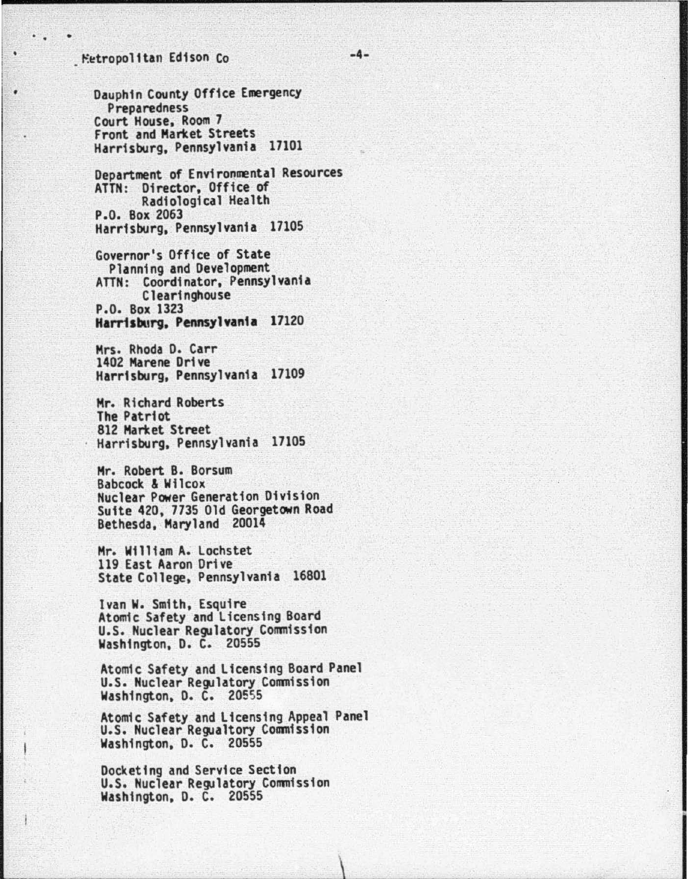Dauphin County Office Emergency
Preparedness
Court House, Room 7
Front and Market Streets
Harrisburg, Pennsylvania 17101

Department of Environmental Resources
ATTN: Director, Office of
Radiological Health
P.O. Box 2063
Harrisburg, Pennsylvania 17105

Governor's Office of State
Planning and Development
ATTN: Coordinator, Pennsylvania
Clearinghouse
P.O. Box 1323
**Harrisburg, Pennsylvania** 17120

Mrs. Rhoda D. Carr
1402 Marene Drive
Harrisburg, Pennsylvania 17109

Mr. Richard Roberts
The Patriot
812 Market Street
Harrisburg, Pennsylvania 17105

Mr. Robert B. Borsum
Babcock & Wilcox
Nuclear Power Generation Division
Suite 420, 7735 Old Georgetown Road
Bethesda, Maryland 20014

Mr. William A. Lochstet
119 East Aaron Drive
State College, Pennsylvania 16801

Ivan W. Smith, Esquire
Atomic Safety and Licensing Board
U.S. Nuclear Regulatory Commission
Washington, D. C. 20555

Atomic Safety and Licensing Board Panel
U.S. Nuclear Regulatory Commission
Washington, D. C. 20555

Atomic Safety and Licensing Appeal Panel
U.S. Nuclear Regualtory Commission
Washington, D. C. 20555

Docketing and Service Section
U.S. Nuclear Regulatory Commission
Washington, D. C. 20555